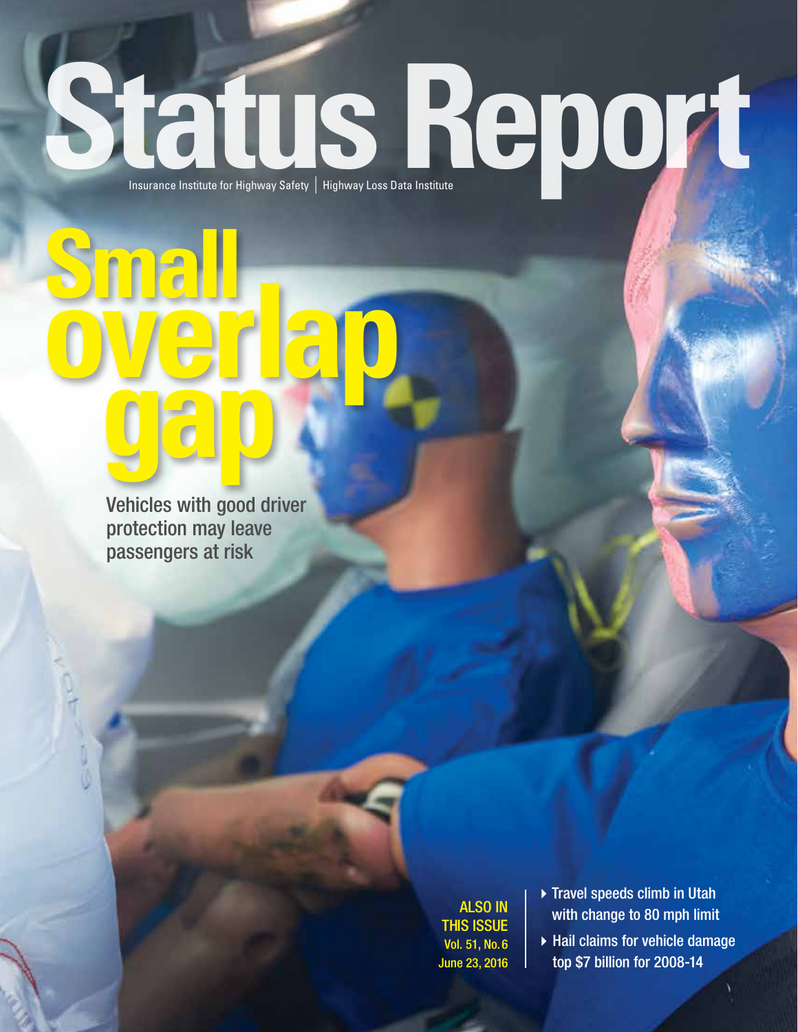# Status Report

Insurance Institute for Highway Safety | Highway Loss Data Institute

## Small overlap gap

Vehicles with good driver protection may leave passengers at risk

**ALSO IN THIS ISSUE**
Vol. 51, No. 6
June 23, 2016

- Travel speeds climb in Utah with change to 80 mph limit
- Hail claims for vehicle damage top $7 billion for 2008-14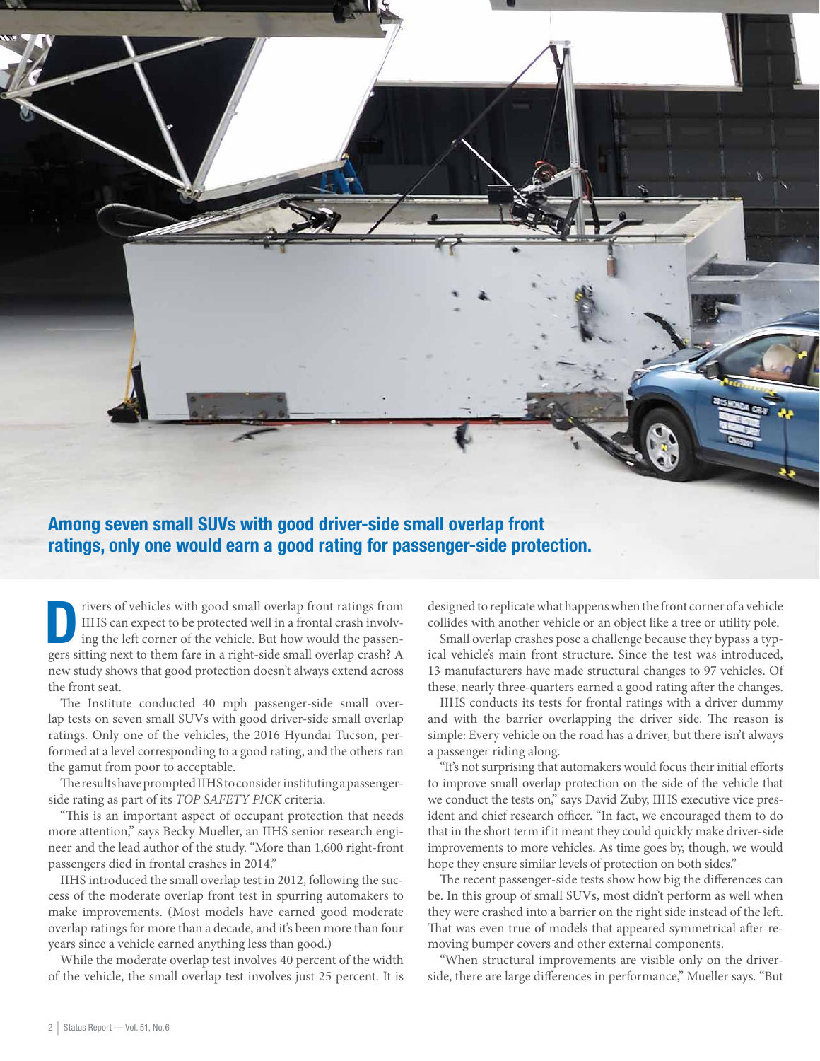## Among seven small SUVs with good driver-side small overlap front ratings, only one would earn a good rating for passenger-side protection.

Drivers of vehicles with good small overlap front ratings from IIHS can expect to be protected well in a frontal crash involving the left corner of the vehicle. But how would the passengers sitting next to them fare in a right-side small overlap crash? A new study shows that good protection doesn't always extend across the front seat.

The Institute conducted 40 mph passenger-side small overlap tests on seven small SUVs with good driver-side small overlap ratings. Only one of the vehicles, the 2016 Hyundai Tucson, performed at a level corresponding to a good rating, and the others ran the gamut from poor to acceptable.

The results have prompted IIHS to consider instituting a passenger-side rating as part of its *TOP SAFETY PICK* criteria.

"This is an important aspect of occupant protection that needs more attention," says Becky Mueller, an IIHS senior research engineer and the lead author of the study. "More than 1,600 right-front passengers died in frontal crashes in 2014."

IIHS introduced the small overlap test in 2012, following the success of the moderate overlap front test in spurring automakers to make improvements. (Most models have earned good moderate overlap ratings for more than a decade, and it's been more than four years since a vehicle earned anything less than good.)

While the moderate overlap test involves 40 percent of the width of the vehicle, the small overlap test involves just 25 percent. It is designed to replicate what happens when the front corner of a vehicle collides with another vehicle or an object like a tree or utility pole.

Small overlap crashes pose a challenge because they bypass a typical vehicle's main front structure. Since the test was introduced, 13 manufacturers have made structural changes to 97 vehicles. Of these, nearly three-quarters earned a good rating after the changes.

IIHS conducts its tests for frontal ratings with a driver dummy and with the barrier overlapping the driver side. The reason is simple: Every vehicle on the road has a driver, but there isn't always a passenger riding along.

"It's not surprising that automakers would focus their initial efforts to improve small overlap protection on the side of the vehicle that we conduct the tests on," says David Zuby, IIHS executive vice president and chief research officer. "In fact, we encouraged them to do that in the short term if it meant they could quickly make driver-side improvements to more vehicles. As time goes by, though, we would hope they ensure similar levels of protection on both sides."

The recent passenger-side tests show how big the differences can be. In this group of small SUVs, most didn't perform as well when they were crashed into a barrier on the right side instead of the left. That was even true of models that appeared symmetrical after removing bumper covers and other external components.

"When structural improvements are visible only on the driver-side, there are large differences in performance," Mueller says. "But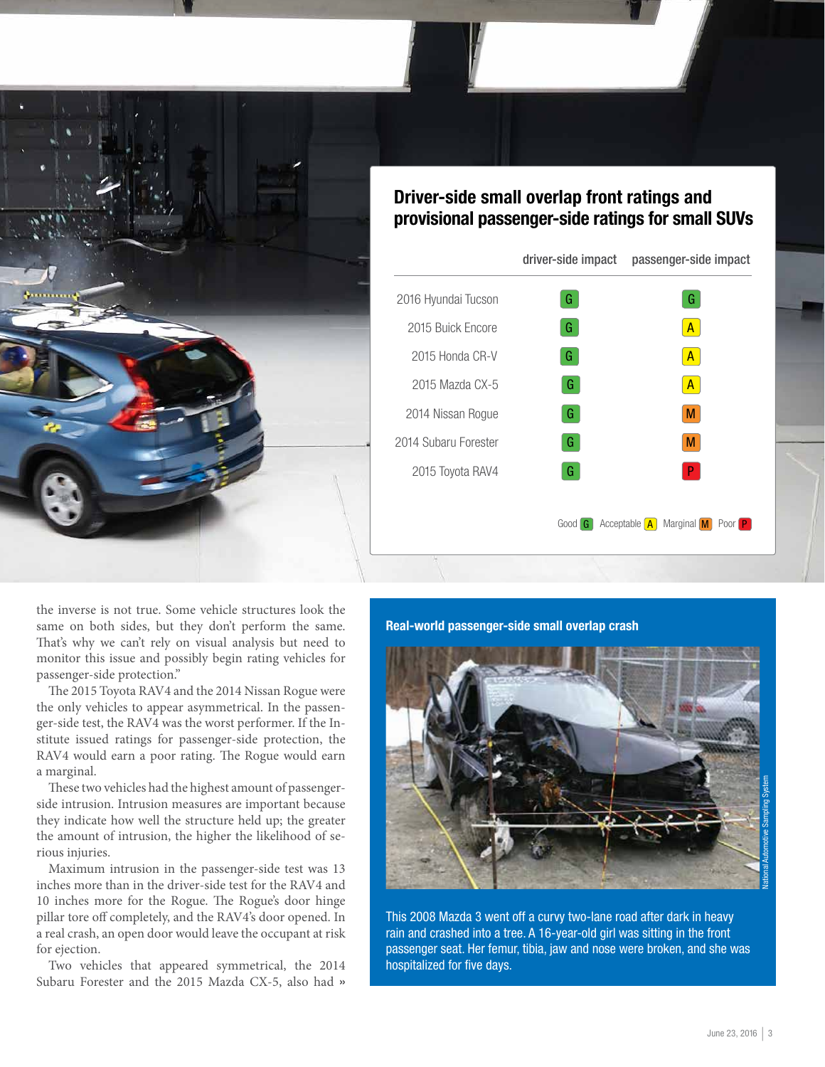## Driver-side small overlap front ratings and provisional passenger-side ratings for small SUVs

| | driver-side impact | passenger-side impact |
|---|---|---|
| 2016 Hyundai Tucson | G | G |
| 2015 Buick Encore | G | A |
| 2015 Honda CR-V | G | A |
| 2015 Mazda CX-5 | G | A |
| 2014 Nissan Rogue | G | M |
| 2014 Subaru Forester | G | M |
| 2015 Toyota RAV4 | G | P |

Good G Acceptable A Marginal M Poor P

the inverse is not true. Some vehicle structures look the same on both sides, but they don't perform the same. That's why we can't rely on visual analysis but need to monitor this issue and possibly begin rating vehicles for passenger-side protection."

The 2015 Toyota RAV4 and the 2014 Nissan Rogue were the only vehicles to appear asymmetrical. In the passenger-side test, the RAV4 was the worst performer. If the Institute issued ratings for passenger-side protection, the RAV4 would earn a poor rating. The Rogue would earn a marginal.

These two vehicles had the highest amount of passenger-side intrusion. Intrusion measures are important because they indicate how well the structure held up; the greater the amount of intrusion, the higher the likelihood of serious injuries.

Maximum intrusion in the passenger-side test was 13 inches more than in the driver-side test for the RAV4 and 10 inches more for the Rogue. The Rogue's door hinge pillar tore off completely, and the RAV4's door opened. In a real crash, an open door would leave the occupant at risk for ejection.

Two vehicles that appeared symmetrical, the 2014 Subaru Forester and the 2015 Mazda CX-5, also had »

### Real-world passenger-side small overlap crash

National Automotive Sampling System

This 2008 Mazda 3 went off a curvy two-lane road after dark in heavy rain and crashed into a tree. A 16-year-old girl was sitting in the front passenger seat. Her femur, tibia, jaw and nose were broken, and she was hospitalized for five days.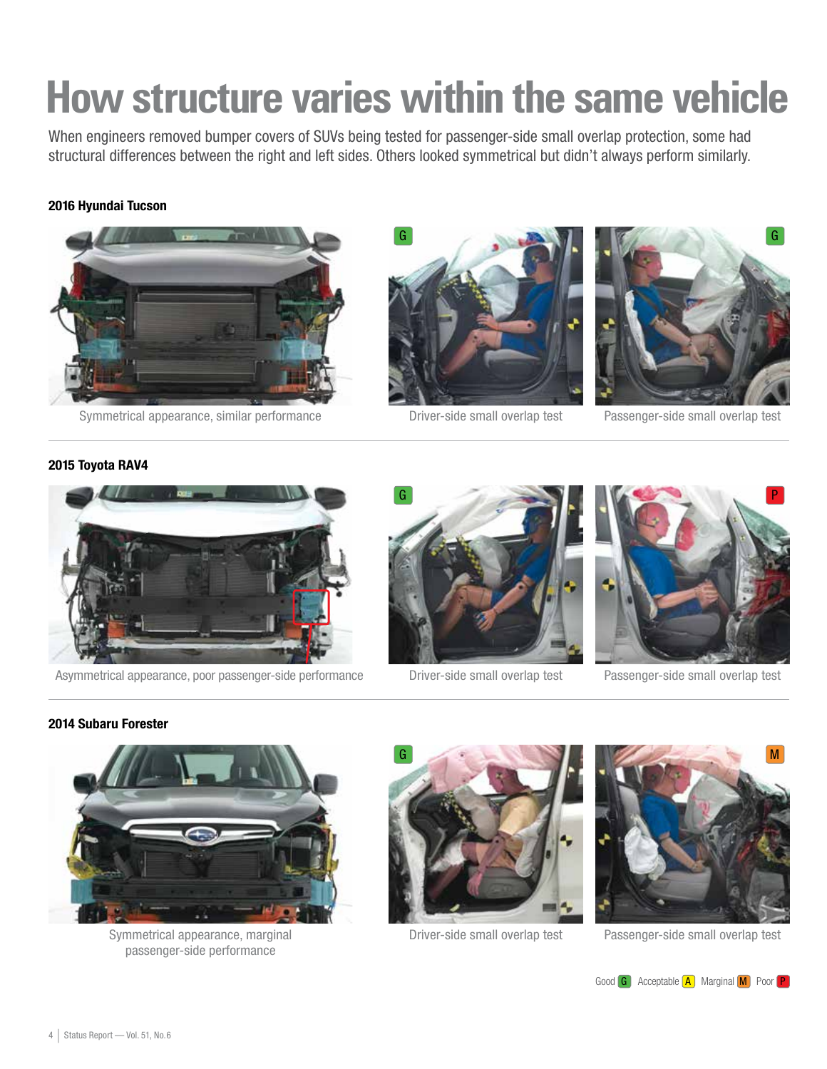# How structure varies within the same vehicle

When engineers removed bumper covers of SUVs being tested for passenger-side small overlap protection, some had structural differences between the right and left sides. Others looked symmetrical but didn't always perform similarly.

**2016 Hyundai Tucson**

Symmetrical appearance, similar performance

G — Driver-side small overlap test

G — Passenger-side small overlap test

**2015 Toyota RAV4**

Asymmetrical appearance, poor passenger-side performance

G — Driver-side small overlap test

P — Passenger-side small overlap test

**2014 Subaru Forester**

Symmetrical appearance, marginal passenger-side performance

G — Driver-side small overlap test

M — Passenger-side small overlap test

Good G  Acceptable A  Marginal M  Poor P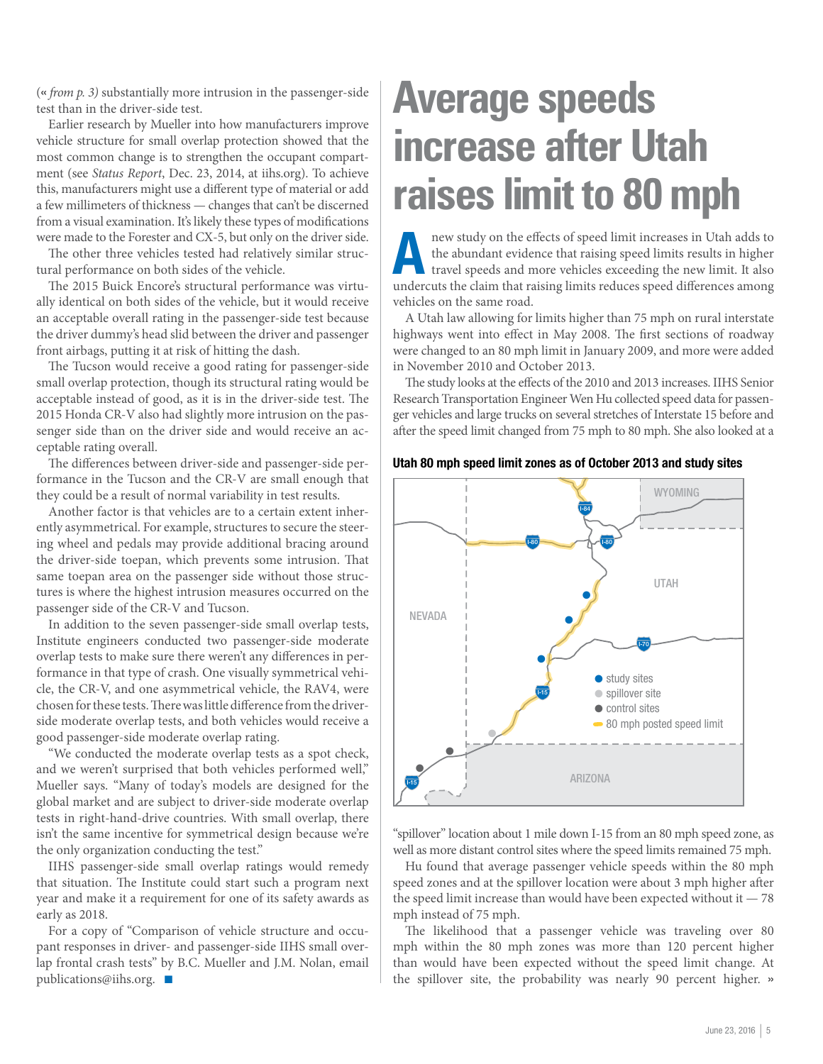(« *from p. 3)* substantially more intrusion in the passenger-side test than in the driver-side test.

Earlier research by Mueller into how manufacturers improve vehicle structure for small overlap protection showed that the most common change is to strengthen the occupant compartment (see *Status Report*, Dec. 23, 2014, at iihs.org). To achieve this, manufacturers might use a different type of material or add a few millimeters of thickness — changes that can't be discerned from a visual examination. It's likely these types of modifications were made to the Forester and CX-5, but only on the driver side.

The other three vehicles tested had relatively similar structural performance on both sides of the vehicle.

The 2015 Buick Encore's structural performance was virtually identical on both sides of the vehicle, but it would receive an acceptable overall rating in the passenger-side test because the driver dummy's head slid between the driver and passenger front airbags, putting it at risk of hitting the dash.

The Tucson would receive a good rating for passenger-side small overlap protection, though its structural rating would be acceptable instead of good, as it is in the driver-side test. The 2015 Honda CR-V also had slightly more intrusion on the passenger side than on the driver side and would receive an acceptable rating overall.

The differences between driver-side and passenger-side performance in the Tucson and the CR-V are small enough that they could be a result of normal variability in test results.

Another factor is that vehicles are to a certain extent inherently asymmetrical. For example, structures to secure the steering wheel and pedals may provide additional bracing around the driver-side toepan, which prevents some intrusion. That same toepan area on the passenger side without those structures is where the highest intrusion measures occurred on the passenger side of the CR-V and Tucson.

In addition to the seven passenger-side small overlap tests, Institute engineers conducted two passenger-side moderate overlap tests to make sure there weren't any differences in performance in that type of crash. One visually symmetrical vehicle, the CR-V, and one asymmetrical vehicle, the RAV4, were chosen for these tests. There was little difference from the driver-side moderate overlap tests, and both vehicles would receive a good passenger-side moderate overlap rating.

"We conducted the moderate overlap tests as a spot check, and we weren't surprised that both vehicles performed well," Mueller says. "Many of today's models are designed for the global market and are subject to driver-side moderate overlap tests in right-hand-drive countries. With small overlap, there isn't the same incentive for symmetrical design because we're the only organization conducting the test."

IIHS passenger-side small overlap ratings would remedy that situation. The Institute could start such a program next year and make it a requirement for one of its safety awards as early as 2018.

For a copy of "Comparison of vehicle structure and occupant responses in driver- and passenger-side IIHS small overlap frontal crash tests" by B.C. Mueller and J.M. Nolan, email publications@iihs.org. ■

# Average speeds increase after Utah raises limit to 80 mph

A new study on the effects of speed limit increases in Utah adds to the abundant evidence that raising speed limits results in higher travel speeds and more vehicles exceeding the new limit. It also undercuts the claim that raising limits reduces speed differences among vehicles on the same road.

A Utah law allowing for limits higher than 75 mph on rural interstate highways went into effect in May 2008. The first sections of roadway were changed to an 80 mph limit in January 2009, and more were added in November 2010 and October 2013.

The study looks at the effects of the 2010 and 2013 increases. IIHS Senior Research Transportation Engineer Wen Hu collected speed data for passenger vehicles and large trucks on several stretches of Interstate 15 before and after the speed limit changed from 75 mph to 80 mph. She also looked at a "spillover" location about 1 mile down I-15 from an 80 mph speed zone, as well as more distant control sites where the speed limits remained 75 mph.

**Utah 80 mph speed limit zones as of October 2013 and study sites**

Hu found that average passenger vehicle speeds within the 80 mph speed zones and at the spillover location were about 3 mph higher after the speed limit increase than would have been expected without it — 78 mph instead of 75 mph.

The likelihood that a passenger vehicle was traveling over 80 mph within the 80 mph zones was more than 120 percent higher than would have been expected without the speed limit change. At the spillover site, the probability was nearly 90 percent higher. »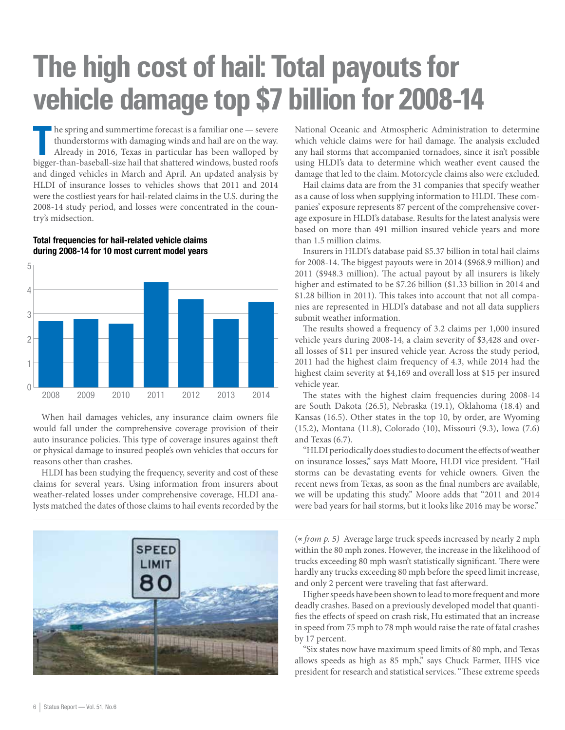# The high cost of hail: Total payouts for vehicle damage top $7 billion for 2008-14

The spring and summertime forecast is a familiar one — severe thunderstorms with damaging winds and hail are on the way. Already in 2016, Texas in particular has been walloped by bigger-than-baseball-size hail that shattered windows, busted roofs and dinged vehicles in March and April. An updated analysis by HLDI of insurance losses to vehicles shows that 2011 and 2014 were the costliest years for hail-related claims in the U.S. during the 2008-14 study period, and losses were concentrated in the country's midsection.

**Total frequencies for hail-related vehicle claims during 2008-14 for 10 most current model years**

| Year | Frequency |
|---|---|
| 2008 | 2.7 |
| 2009 | 2.8 |
| 2010 | 2.6 |
| 2011 | 4.3 |
| 2012 | 3.6 |
| 2013 | 2.8 |
| 2014 | 3.5 |

When hail damages vehicles, any insurance claim owners file would fall under the comprehensive coverage provision of their auto insurance policies. This type of coverage insures against theft or physical damage to insured people's own vehicles that occurs for reasons other than crashes.

HLDI has been studying the frequency, severity and cost of these claims for several years. Using information from insurers about weather-related losses under comprehensive coverage, HLDI analysts matched the dates of those claims to hail events recorded by the National Oceanic and Atmospheric Administration to determine which vehicle claims were for hail damage. The analysis excluded any hail storms that accompanied tornadoes, since it isn't possible using HLDI's data to determine which weather event caused the damage that led to the claim. Motorcycle claims also were excluded.

Hail claims data are from the 31 companies that specify weather as a cause of loss when supplying information to HLDI. These companies' exposure represents 87 percent of the comprehensive coverage exposure in HLDI's database. Results for the latest analysis were based on more than 491 million insured vehicle years and more than 1.5 million claims.

Insurers in HLDI's database paid $5.37 billion in total hail claims for 2008-14. The biggest payouts were in 2014 ($968.9 million) and 2011 ($948.3 million). The actual payout by all insurers is likely higher and estimated to be $7.26 billion ($1.33 billion in 2014 and $1.28 billion in 2011). This takes into account that not all companies are represented in HLDI's database and not all data suppliers submit weather information.

The results showed a frequency of 3.2 claims per 1,000 insured vehicle years during 2008-14, a claim severity of $3,428 and overall losses of $11 per insured vehicle year. Across the study period, 2011 had the highest claim frequency of 4.3, while 2014 had the highest claim severity at $4,169 and overall loss at $15 per insured vehicle year.

The states with the highest claim frequencies during 2008-14 are South Dakota (26.5), Nebraska (19.1), Oklahoma (18.4) and Kansas (16.5). Other states in the top 10, by order, are Wyoming (15.2), Montana (11.8), Colorado (10), Missouri (9.3), Iowa (7.6) and Texas (6.7).

"HLDI periodically does studies to document the effects of weather on insurance losses," says Matt Moore, HLDI vice president. "Hail storms can be devastating events for vehicle owners. Given the recent news from Texas, as soon as the final numbers are available, we will be updating this study." Moore adds that "2011 and 2014 were bad years for hail storms, but it looks like 2016 may be worse."

---

(« *from p. 5*) Average large truck speeds increased by nearly 2 mph within the 80 mph zones. However, the increase in the likelihood of trucks exceeding 80 mph wasn't statistically significant. There were hardly any trucks exceeding 80 mph before the speed limit increase, and only 2 percent were traveling that fast afterward.

Higher speeds have been shown to lead to more frequent and more deadly crashes. Based on a previously developed model that quantifies the effects of speed on crash risk, Hu estimated that an increase in speed from 75 mph to 78 mph would raise the rate of fatal crashes by 17 percent.

"Six states now have maximum speed limits of 80 mph, and Texas allows speeds as high as 85 mph," says Chuck Farmer, IIHS vice president for research and statistical services. "These extreme speeds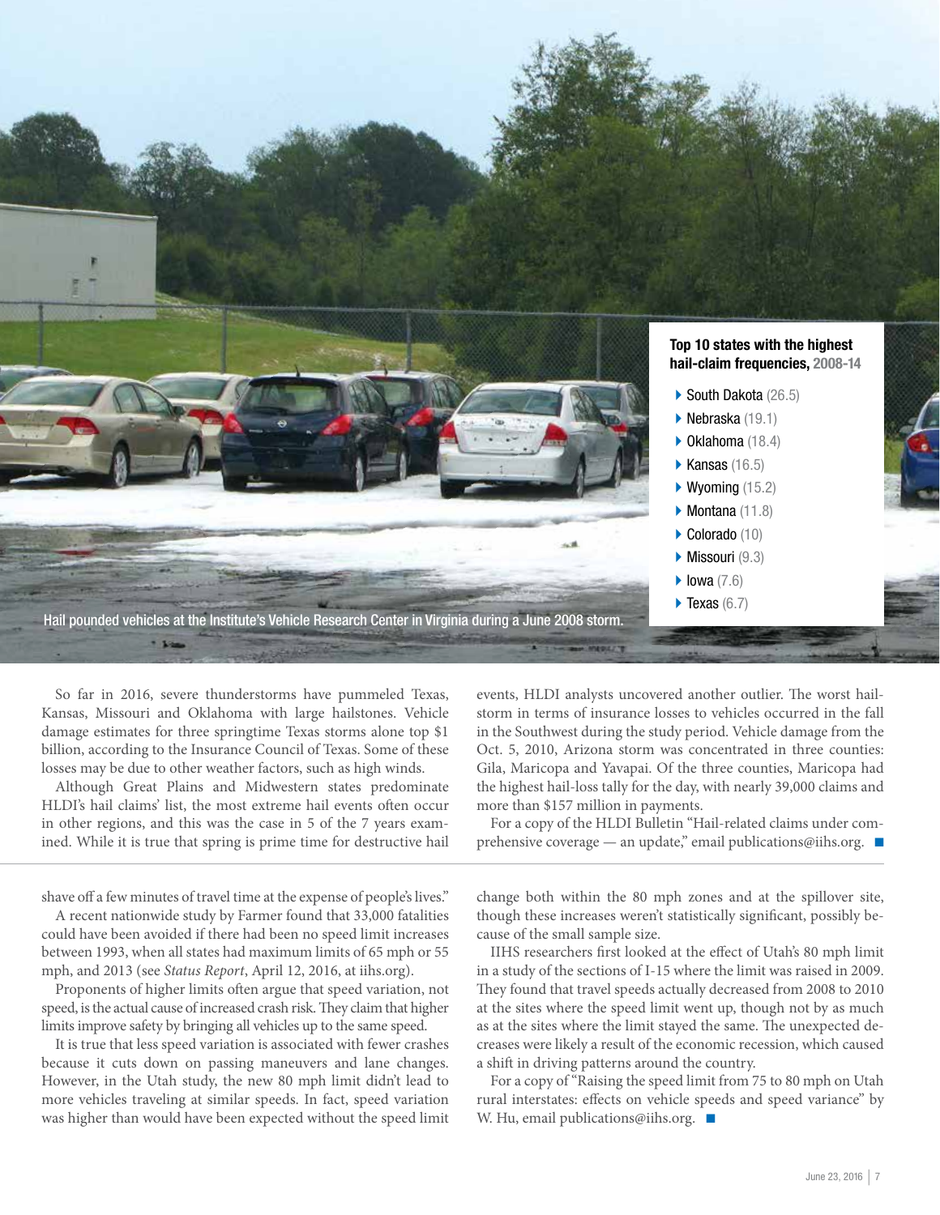Hail pounded vehicles at the Institute's Vehicle Research Center in Virginia during a June 2008 storm.

**Top 10 states with the highest hail-claim frequencies, 2008-14**

- South Dakota (26.5)
- Nebraska (19.1)
- Oklahoma (18.4)
- Kansas (16.5)
- Wyoming (15.2)
- Montana (11.8)
- Colorado (10)
- Missouri (9.3)
- Iowa (7.6)
- Texas (6.7)

So far in 2016, severe thunderstorms have pummeled Texas, Kansas, Missouri and Oklahoma with large hailstones. Vehicle damage estimates for three springtime Texas storms alone top $1 billion, according to the Insurance Council of Texas. Some of these losses may be due to other weather factors, such as high winds.

Although Great Plains and Midwestern states predominate HLDI's hail claims' list, the most extreme hail events often occur in other regions, and this was the case in 5 of the 7 years examined. While it is true that spring is prime time for destructive hail events, HLDI analysts uncovered another outlier. The worst hailstorm in terms of insurance losses to vehicles occurred in the fall in the Southwest during the study period. Vehicle damage from the Oct. 5, 2010, Arizona storm was concentrated in three counties: Gila, Maricopa and Yavapai. Of the three counties, Maricopa had the highest hail-loss tally for the day, with nearly 39,000 claims and more than $157 million in payments.

For a copy of the HLDI Bulletin "Hail-related claims under comprehensive coverage — an update," email publications@iihs.org. ■

---

shave off a few minutes of travel time at the expense of people's lives."

A recent nationwide study by Farmer found that 33,000 fatalities could have been avoided if there had been no speed limit increases between 1993, when all states had maximum limits of 65 mph or 55 mph, and 2013 (see *Status Report*, April 12, 2016, at iihs.org).

Proponents of higher limits often argue that speed variation, not speed, is the actual cause of increased crash risk. They claim that higher limits improve safety by bringing all vehicles up to the same speed.

It is true that less speed variation is associated with fewer crashes because it cuts down on passing maneuvers and lane changes. However, in the Utah study, the new 80 mph limit didn't lead to more vehicles traveling at similar speeds. In fact, speed variation was higher than would have been expected without the speed limit change both within the 80 mph zones and at the spillover site, though these increases weren't statistically significant, possibly because of the small sample size.

IIHS researchers first looked at the effect of Utah's 80 mph limit in a study of the sections of I-15 where the limit was raised in 2009. They found that travel speeds actually decreased from 2008 to 2010 at the sites where the speed limit went up, though not by as much as at the sites where the limit stayed the same. The unexpected decreases were likely a result of the economic recession, which caused a shift in driving patterns around the country.

For a copy of "Raising the speed limit from 75 to 80 mph on Utah rural interstates: effects on vehicle speeds and speed variance" by W. Hu, email publications@iihs.org. ■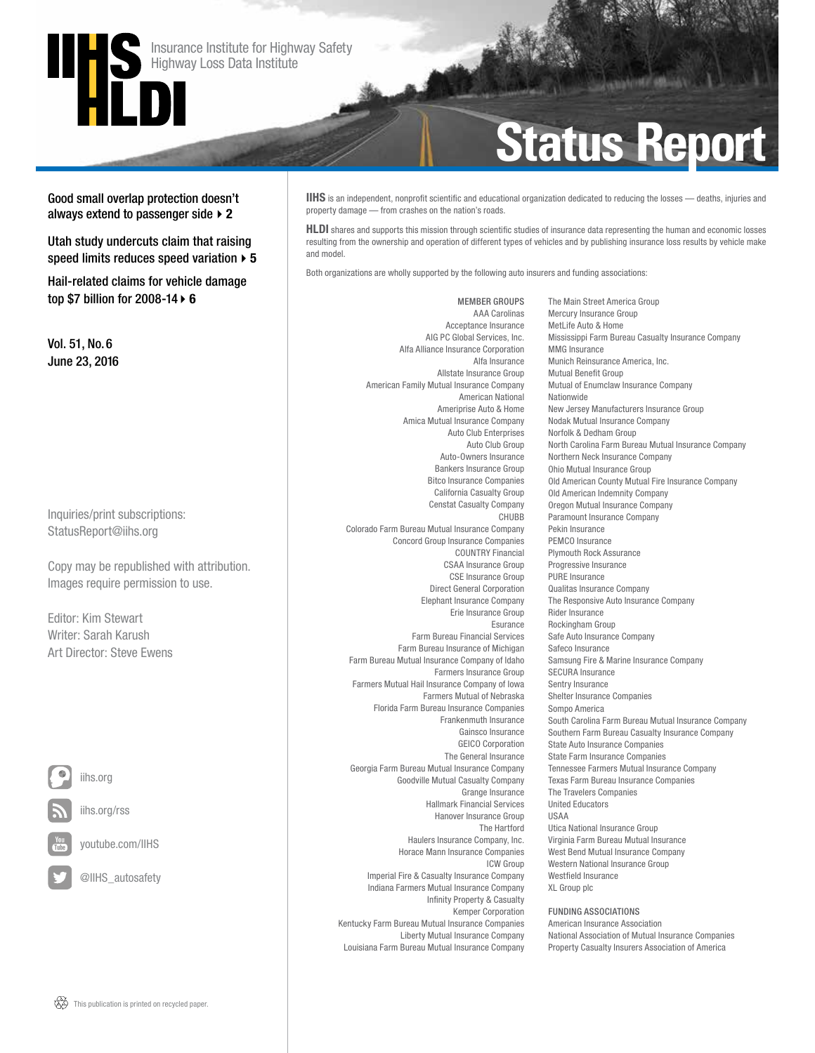IIHS
HLDI

Insurance Institute for Highway Safety
Highway Loss Data Institute

# Status Report

Good small overlap protection doesn't always extend to passenger side ▸ 2

Utah study undercuts claim that raising speed limits reduces speed variation ▸ 5

Hail-related claims for vehicle damage top $7 billion for 2008-14 ▸ 6

Vol. 51, No. 6
June 23, 2016

Inquiries/print subscriptions:
StatusReport@iihs.org

Copy may be republished with attribution.
Images require permission to use.

Editor: Kim Stewart
Writer: Sarah Karush
Art Director: Steve Ewens

iihs.org
iihs.org/rss
youtube.com/IIHS
@IIHS_autosafety

**IIHS** is an independent, nonprofit scientific and educational organization dedicated to reducing the losses — deaths, injuries and property damage — from crashes on the nation's roads.

**HLDI** shares and supports this mission through scientific studies of insurance data representing the human and economic losses resulting from the ownership and operation of different types of vehicles and by publishing insurance loss results by vehicle make and model.

Both organizations are wholly supported by the following auto insurers and funding associations:

MEMBER GROUPS

AAA Carolinas
Acceptance Insurance
AIG PC Global Services, Inc.
Alfa Alliance Insurance Corporation
Alfa Insurance
Allstate Insurance Group
American Family Mutual Insurance Company
American National
Ameriprise Auto & Home
Amica Mutual Insurance Company
Auto Club Enterprises
Auto Club Group
Auto-Owners Insurance
Bankers Insurance Group
Bitco Insurance Companies
California Casualty Group
Censtat Casualty Company
CHUBB
Colorado Farm Bureau Mutual Insurance Company
Concord Group Insurance Companies
COUNTRY Financial
CSAA Insurance Group
CSE Insurance Group
Direct General Corporation
Elephant Insurance Company
Erie Insurance Group
Esurance
Farm Bureau Financial Services
Farm Bureau Insurance of Michigan
Farm Bureau Mutual Insurance Company of Idaho
Farmers Insurance Group
Farmers Mutual Hail Insurance Company of Iowa
Farmers Mutual of Nebraska
Florida Farm Bureau Insurance Companies
Frankenmuth Insurance
Gainsco Insurance
GEICO Corporation
The General Insurance
Georgia Farm Bureau Mutual Insurance Company
Goodville Mutual Casualty Company
Grange Insurance
Hallmark Financial Services
Hanover Insurance Group
The Hartford
Haulers Insurance Company, Inc.
Horace Mann Insurance Companies
ICW Group
Imperial Fire & Casualty Insurance Company
Indiana Farmers Mutual Insurance Company
Infinity Property & Casualty
Kemper Corporation
Kentucky Farm Bureau Mutual Insurance Companies
Liberty Mutual Insurance Company
Louisiana Farm Bureau Mutual Insurance Company
The Main Street America Group
Mercury Insurance Group
MetLife Auto & Home
Mississippi Farm Bureau Casualty Insurance Company
MMG Insurance
Munich Reinsurance America, Inc.
Mutual Benefit Group
Mutual of Enumclaw Insurance Company
Nationwide
New Jersey Manufacturers Insurance Group
Nodak Mutual Insurance Company
Norfolk & Dedham Group
North Carolina Farm Bureau Mutual Insurance Company
Northern Neck Insurance Company
Ohio Mutual Insurance Group
Old American County Mutual Fire Insurance Company
Old American Indemnity Company
Oregon Mutual Insurance Company
Paramount Insurance Company
Pekin Insurance
PEMCO Insurance
Plymouth Rock Assurance
Progressive Insurance
PURE Insurance
Qualitas Insurance Company
The Responsive Auto Insurance Company
Rider Insurance
Rockingham Group
Safe Auto Insurance Company
Safeco Insurance
Samsung Fire & Marine Insurance Company
SECURA Insurance
Sentry Insurance
Shelter Insurance Companies
Sompo America
South Carolina Farm Bureau Mutual Insurance Company
Southern Farm Bureau Casualty Insurance Company
State Auto Insurance Companies
State Farm Insurance Companies
Tennessee Farmers Mutual Insurance Company
Texas Farm Bureau Insurance Companies
The Travelers Companies
United Educators
USAA
Utica National Insurance Group
Virginia Farm Bureau Mutual Insurance
West Bend Mutual Insurance Company
Western National Insurance Group
Westfield Insurance
XL Group plc

FUNDING ASSOCIATIONS

American Insurance Association
National Association of Mutual Insurance Companies
Property Casualty Insurers Association of America

This publication is printed on recycled paper.